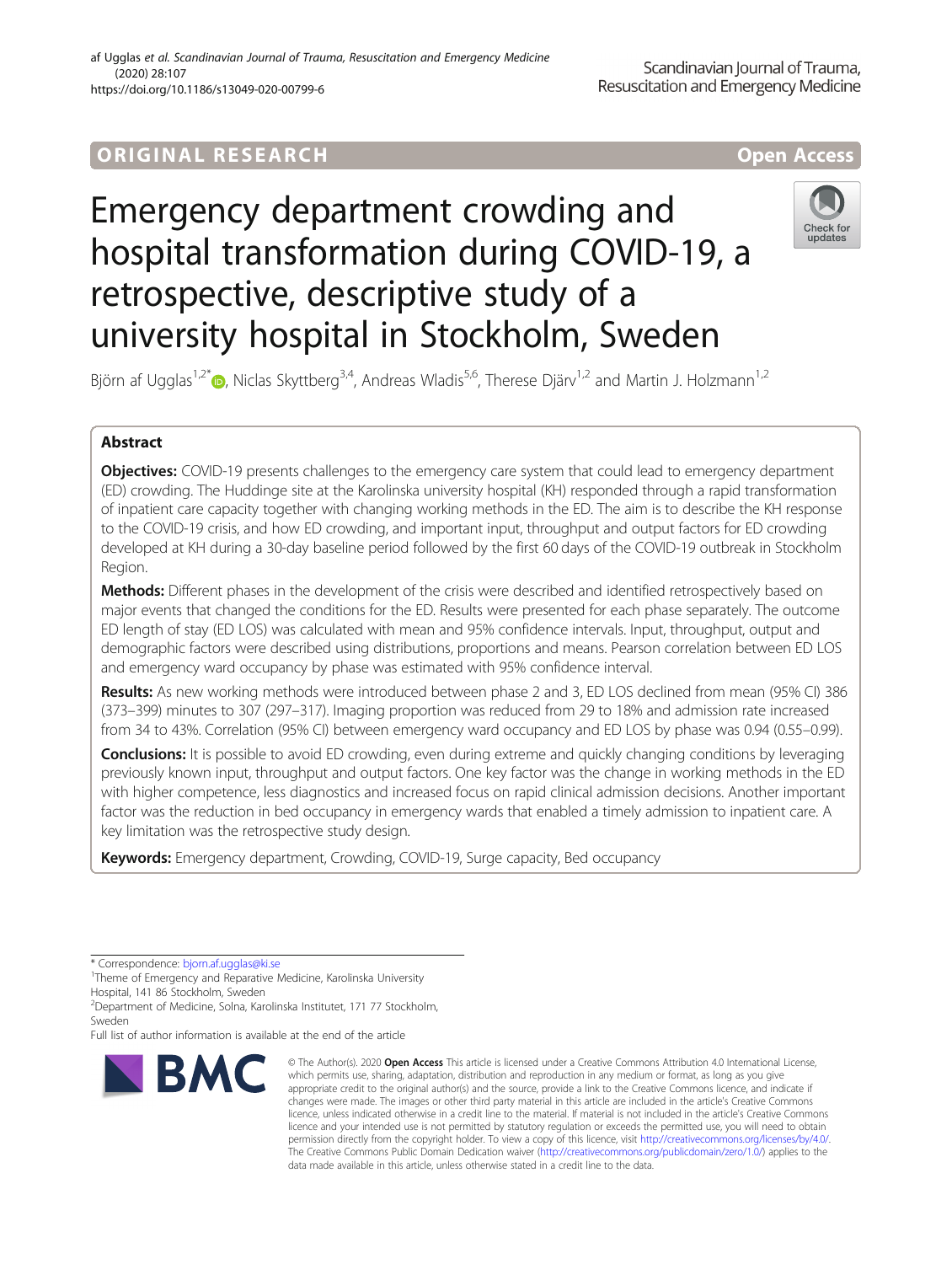ORIGINAL RESEARCH

Open Access

# Emergency department crowding and hospital transformation during COVID-19, a retrospective, descriptive study of a university hospital in Stockholm, Sweden

Björn af Ugglas[1,2*], Niclas Skyttberg[3,4], Andreas Wladis[5,6], Therese Djärv[1,2] and Martin J. Holzmann[1,2]

## Abstract

**Objectives:** COVID-19 presents challenges to the emergency care system that could lead to emergency department (ED) crowding. The Huddinge site at the Karolinska university hospital (KH) responded through a rapid transformation of inpatient care capacity together with changing working methods in the ED. The aim is to describe the KH response to the COVID-19 crisis, and how ED crowding, and important input, throughput and output factors for ED crowding developed at KH during a 30-day baseline period followed by the first 60 days of the COVID-19 outbreak in Stockholm Region.

**Methods:** Different phases in the development of the crisis were described and identified retrospectively based on major events that changed the conditions for the ED. Results were presented for each phase separately. The outcome ED length of stay (ED LOS) was calculated with mean and 95% confidence intervals. Input, throughput, output and demographic factors were described using distributions, proportions and means. Pearson correlation between ED LOS and emergency ward occupancy by phase was estimated with 95% confidence interval.

**Results:** As new working methods were introduced between phase 2 and 3, ED LOS declined from mean (95% CI) 386 (373–399) minutes to 307 (297–317). Imaging proportion was reduced from 29 to 18% and admission rate increased from 34 to 43%. Correlation (95% CI) between emergency ward occupancy and ED LOS by phase was 0.94 (0.55–0.99).

**Conclusions:** It is possible to avoid ED crowding, even during extreme and quickly changing conditions by leveraging previously known input, throughput and output factors. One key factor was the change in working methods in the ED with higher competence, less diagnostics and increased focus on rapid clinical admission decisions. Another important factor was the reduction in bed occupancy in emergency wards that enabled a timely admission to inpatient care. A key limitation was the retrospective study design.

**Keywords:** Emergency department, Crowding, COVID-19, Surge capacity, Bed occupancy

\* Correspondence: bjorn.af.ugglas@ki.se

[1]Theme of Emergency and Reparative Medicine, Karolinska University Hospital, 141 86 Stockholm, Sweden

[2]Department of Medicine, Solna, Karolinska Institutet, 171 77 Stockholm, Sweden

Full list of author information is available at the end of the article

© The Author(s). 2020 **Open Access** This article is licensed under a Creative Commons Attribution 4.0 International License, which permits use, sharing, adaptation, distribution and reproduction in any medium or format, as long as you give appropriate credit to the original author(s) and the source, provide a link to the Creative Commons licence, and indicate if changes were made. The images or other third party material in this article are included in the article's Creative Commons licence, unless indicated otherwise in a credit line to the material. If material is not included in the article's Creative Commons licence and your intended use is not permitted by statutory regulation or exceeds the permitted use, you will need to obtain permission directly from the copyright holder. To view a copy of this licence, visit http://creativecommons.org/licenses/by/4.0/. The Creative Commons Public Domain Dedication waiver (http://creativecommons.org/publicdomain/zero/1.0/) applies to the data made available in this article, unless otherwise stated in a credit line to the data.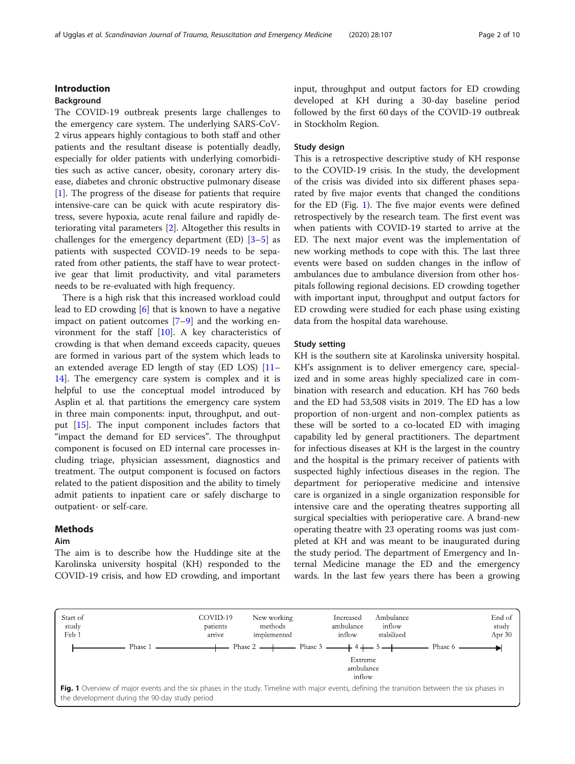## Introduction

### Background

The COVID-19 outbreak presents large challenges to the emergency care system. The underlying SARS-CoV-2 virus appears highly contagious to both staff and other patients and the resultant disease is potentially deadly, especially for older patients with underlying comorbidities such as active cancer, obesity, coronary artery disease, diabetes and chronic obstructive pulmonary disease [1]. The progress of the disease for patients that require intensive-care can be quick with acute respiratory distress, severe hypoxia, acute renal failure and rapidly deteriorating vital parameters [2]. Altogether this results in challenges for the emergency department (ED) [3–5] as patients with suspected COVID-19 needs to be separated from other patients, the staff have to wear protective gear that limit productivity, and vital parameters needs to be re-evaluated with high frequency.

There is a high risk that this increased workload could lead to ED crowding [6] that is known to have a negative impact on patient outcomes [7–9] and the working environment for the staff [10]. A key characteristics of crowding is that when demand exceeds capacity, queues are formed in various part of the system which leads to an extended average ED length of stay (ED LOS) [11–14]. The emergency care system is complex and it is helpful to use the conceptual model introduced by Asplin et al. that partitions the emergency care system in three main components: input, throughput, and output [15]. The input component includes factors that "impact the demand for ED services". The throughput component is focused on ED internal care processes including triage, physician assessment, diagnostics and treatment. The output component is focused on factors related to the patient disposition and the ability to timely admit patients to inpatient care or safely discharge to outpatient- or self-care.

## Methods

### Aim

The aim is to describe how the Huddinge site at the Karolinska university hospital (KH) responded to the COVID-19 crisis, and how ED crowding, and important input, throughput and output factors for ED crowding developed at KH during a 30-day baseline period followed by the first 60 days of the COVID-19 outbreak in Stockholm Region.

### Study design

This is a retrospective descriptive study of KH response to the COVID-19 crisis. In the study, the development of the crisis was divided into six different phases separated by five major events that changed the conditions for the ED (Fig. 1). The five major events were defined retrospectively by the research team. The first event was when patients with COVID-19 started to arrive at the ED. The next major event was the implementation of new working methods to cope with this. The last three events were based on sudden changes in the inflow of ambulances due to ambulance diversion from other hospitals following regional decisions. ED crowding together with important input, throughput and output factors for ED crowding were studied for each phase using existing data from the hospital data warehouse.

### Study setting

KH is the southern site at Karolinska university hospital. KH's assignment is to deliver emergency care, specialized and in some areas highly specialized care in combination with research and education. KH has 760 beds and the ED had 53,508 visits in 2019. The ED has a low proportion of non-urgent and non-complex patients as these will be sorted to a co-located ED with imaging capability led by general practitioners. The department for infectious diseases at KH is the largest in the country and the hospital is the primary receiver of patients with suspected highly infectious diseases in the region. The department for perioperative medicine and intensive care is organized in a single organization responsible for intensive care and the operating theatres supporting all surgical specialties with perioperative care. A brand-new operating theatre with 23 operating rooms was just completed at KH and was meant to be inaugurated during the study period. The department of Emergency and Internal Medicine manage the ED and the emergency wards. In the last few years there has been a growing

Start of study Feb 1 — Phase 1 — COVID-19 patients arrive — Phase 2 — New working methods implemented — Phase 3 — Increased ambulance inflow — 4 — Extreme ambulance inflow — 5 — Ambulance inflow stabilized — Phase 6 — End of study Apr 30

**Fig. 1** Overview of major events and the six phases in the study. Timeline with major events, defining the transition between the six phases in the development during the 90-day study period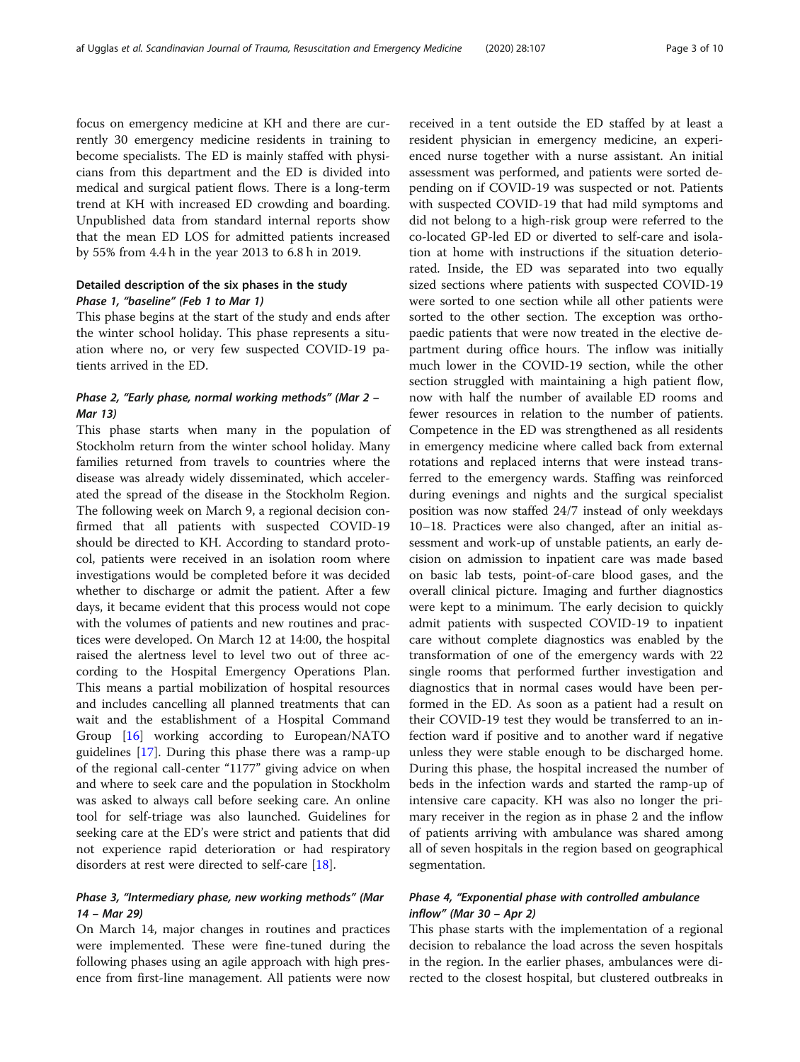focus on emergency medicine at KH and there are currently 30 emergency medicine residents in training to become specialists. The ED is mainly staffed with physicians from this department and the ED is divided into medical and surgical patient flows. There is a long-term trend at KH with increased ED crowding and boarding. Unpublished data from standard internal reports show that the mean ED LOS for admitted patients increased by 55% from 4.4 h in the year 2013 to 6.8 h in 2019.

## Detailed description of the six phases in the study

### Phase 1, "baseline" (Feb 1 to Mar 1)

This phase begins at the start of the study and ends after the winter school holiday. This phase represents a situation where no, or very few suspected COVID-19 patients arrived in the ED.

### Phase 2, "Early phase, normal working methods" (Mar 2 – Mar 13)

This phase starts when many in the population of Stockholm return from the winter school holiday. Many families returned from travels to countries where the disease was already widely disseminated, which accelerated the spread of the disease in the Stockholm Region. The following week on March 9, a regional decision confirmed that all patients with suspected COVID-19 should be directed to KH. According to standard protocol, patients were received in an isolation room where investigations would be completed before it was decided whether to discharge or admit the patient. After a few days, it became evident that this process would not cope with the volumes of patients and new routines and practices were developed. On March 12 at 14:00, the hospital raised the alertness level to level two out of three according to the Hospital Emergency Operations Plan. This means a partial mobilization of hospital resources and includes cancelling all planned treatments that can wait and the establishment of a Hospital Command Group [16] working according to European/NATO guidelines [17]. During this phase there was a ramp-up of the regional call-center "1177" giving advice on when and where to seek care and the population in Stockholm was asked to always call before seeking care. An online tool for self-triage was also launched. Guidelines for seeking care at the ED's were strict and patients that did not experience rapid deterioration or had respiratory disorders at rest were directed to self-care [18].

### Phase 3, "Intermediary phase, new working methods" (Mar 14 – Mar 29)

On March 14, major changes in routines and practices were implemented. These were fine-tuned during the following phases using an agile approach with high presence from first-line management. All patients were now received in a tent outside the ED staffed by at least a resident physician in emergency medicine, an experienced nurse together with a nurse assistant. An initial assessment was performed, and patients were sorted depending on if COVID-19 was suspected or not. Patients with suspected COVID-19 that had mild symptoms and did not belong to a high-risk group were referred to the co-located GP-led ED or diverted to self-care and isolation at home with instructions if the situation deteriorated. Inside, the ED was separated into two equally sized sections where patients with suspected COVID-19 were sorted to one section while all other patients were sorted to the other section. The exception was orthopaedic patients that were now treated in the elective department during office hours. The inflow was initially much lower in the COVID-19 section, while the other section struggled with maintaining a high patient flow, now with half the number of available ED rooms and fewer resources in relation to the number of patients. Competence in the ED was strengthened as all residents in emergency medicine where called back from external rotations and replaced interns that were instead transferred to the emergency wards. Staffing was reinforced during evenings and nights and the surgical specialist position was now staffed 24/7 instead of only weekdays 10–18. Practices were also changed, after an initial assessment and work-up of unstable patients, an early decision on admission to inpatient care was made based on basic lab tests, point-of-care blood gases, and the overall clinical picture. Imaging and further diagnostics were kept to a minimum. The early decision to quickly admit patients with suspected COVID-19 to inpatient care without complete diagnostics was enabled by the transformation of one of the emergency wards with 22 single rooms that performed further investigation and diagnostics that in normal cases would have been performed in the ED. As soon as a patient had a result on their COVID-19 test they would be transferred to an infection ward if positive and to another ward if negative unless they were stable enough to be discharged home. During this phase, the hospital increased the number of beds in the infection wards and started the ramp-up of intensive care capacity. KH was also no longer the primary receiver in the region as in phase 2 and the inflow of patients arriving with ambulance was shared among all of seven hospitals in the region based on geographical segmentation.

### Phase 4, "Exponential phase with controlled ambulance inflow" (Mar 30 – Apr 2)

This phase starts with the implementation of a regional decision to rebalance the load across the seven hospitals in the region. In the earlier phases, ambulances were directed to the closest hospital, but clustered outbreaks in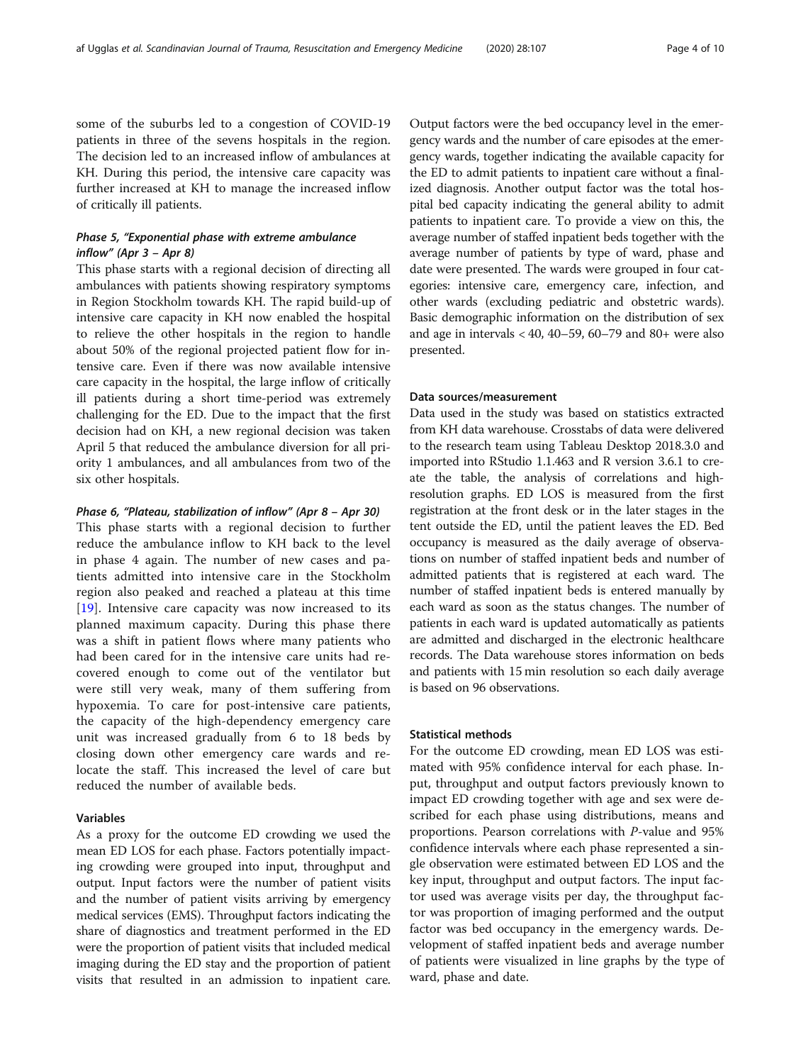some of the suburbs led to a congestion of COVID-19 patients in three of the sevens hospitals in the region. The decision led to an increased inflow of ambulances at KH. During this period, the intensive care capacity was further increased at KH to manage the increased inflow of critically ill patients.

### *Phase 5, "Exponential phase with extreme ambulance inflow" (Apr 3 – Apr 8)*

This phase starts with a regional decision of directing all ambulances with patients showing respiratory symptoms in Region Stockholm towards KH. The rapid build-up of intensive care capacity in KH now enabled the hospital to relieve the other hospitals in the region to handle about 50% of the regional projected patient flow for intensive care. Even if there was now available intensive care capacity in the hospital, the large inflow of critically ill patients during a short time-period was extremely challenging for the ED. Due to the impact that the first decision had on KH, a new regional decision was taken April 5 that reduced the ambulance diversion for all priority 1 ambulances, and all ambulances from two of the six other hospitals.

### *Phase 6, "Plateau, stabilization of inflow" (Apr 8 – Apr 30)*

This phase starts with a regional decision to further reduce the ambulance inflow to KH back to the level in phase 4 again. The number of new cases and patients admitted into intensive care in the Stockholm region also peaked and reached a plateau at this time [19]. Intensive care capacity was now increased to its planned maximum capacity. During this phase there was a shift in patient flows where many patients who had been cared for in the intensive care units had recovered enough to come out of the ventilator but were still very weak, many of them suffering from hypoxemia. To care for post-intensive care patients, the capacity of the high-dependency emergency care unit was increased gradually from 6 to 18 beds by closing down other emergency care wards and relocate the staff. This increased the level of care but reduced the number of available beds.

## Variables

As a proxy for the outcome ED crowding we used the mean ED LOS for each phase. Factors potentially impacting crowding were grouped into input, throughput and output. Input factors were the number of patient visits and the number of patient visits arriving by emergency medical services (EMS). Throughput factors indicating the share of diagnostics and treatment performed in the ED were the proportion of patient visits that included medical imaging during the ED stay and the proportion of patient visits that resulted in an admission to inpatient care. Output factors were the bed occupancy level in the emergency wards and the number of care episodes at the emergency wards, together indicating the available capacity for the ED to admit patients to inpatient care without a finalized diagnosis. Another output factor was the total hospital bed capacity indicating the general ability to admit patients to inpatient care. To provide a view on this, the average number of staffed inpatient beds together with the average number of patients by type of ward, phase and date were presented. The wards were grouped in four categories: intensive care, emergency care, infection, and other wards (excluding pediatric and obstetric wards). Basic demographic information on the distribution of sex and age in intervals < 40, 40–59, 60–79 and 80+ were also presented.

## Data sources/measurement

Data used in the study was based on statistics extracted from KH data warehouse. Crosstabs of data were delivered to the research team using Tableau Desktop 2018.3.0 and imported into RStudio 1.1.463 and R version 3.6.1 to create the table, the analysis of correlations and high-resolution graphs. ED LOS is measured from the first registration at the front desk or in the later stages in the tent outside the ED, until the patient leaves the ED. Bed occupancy is measured as the daily average of observations on number of staffed inpatient beds and number of admitted patients that is registered at each ward. The number of staffed inpatient beds is entered manually by each ward as soon as the status changes. The number of patients in each ward is updated automatically as patients are admitted and discharged in the electronic healthcare records. The Data warehouse stores information on beds and patients with 15 min resolution so each daily average is based on 96 observations.

## Statistical methods

For the outcome ED crowding, mean ED LOS was estimated with 95% confidence interval for each phase. Input, throughput and output factors previously known to impact ED crowding together with age and sex were described for each phase using distributions, means and proportions. Pearson correlations with *P*-value and 95% confidence intervals where each phase represented a single observation were estimated between ED LOS and the key input, throughput and output factors. The input factor used was average visits per day, the throughput factor was proportion of imaging performed and the output factor was bed occupancy in the emergency wards. Development of staffed inpatient beds and average number of patients were visualized in line graphs by the type of ward, phase and date.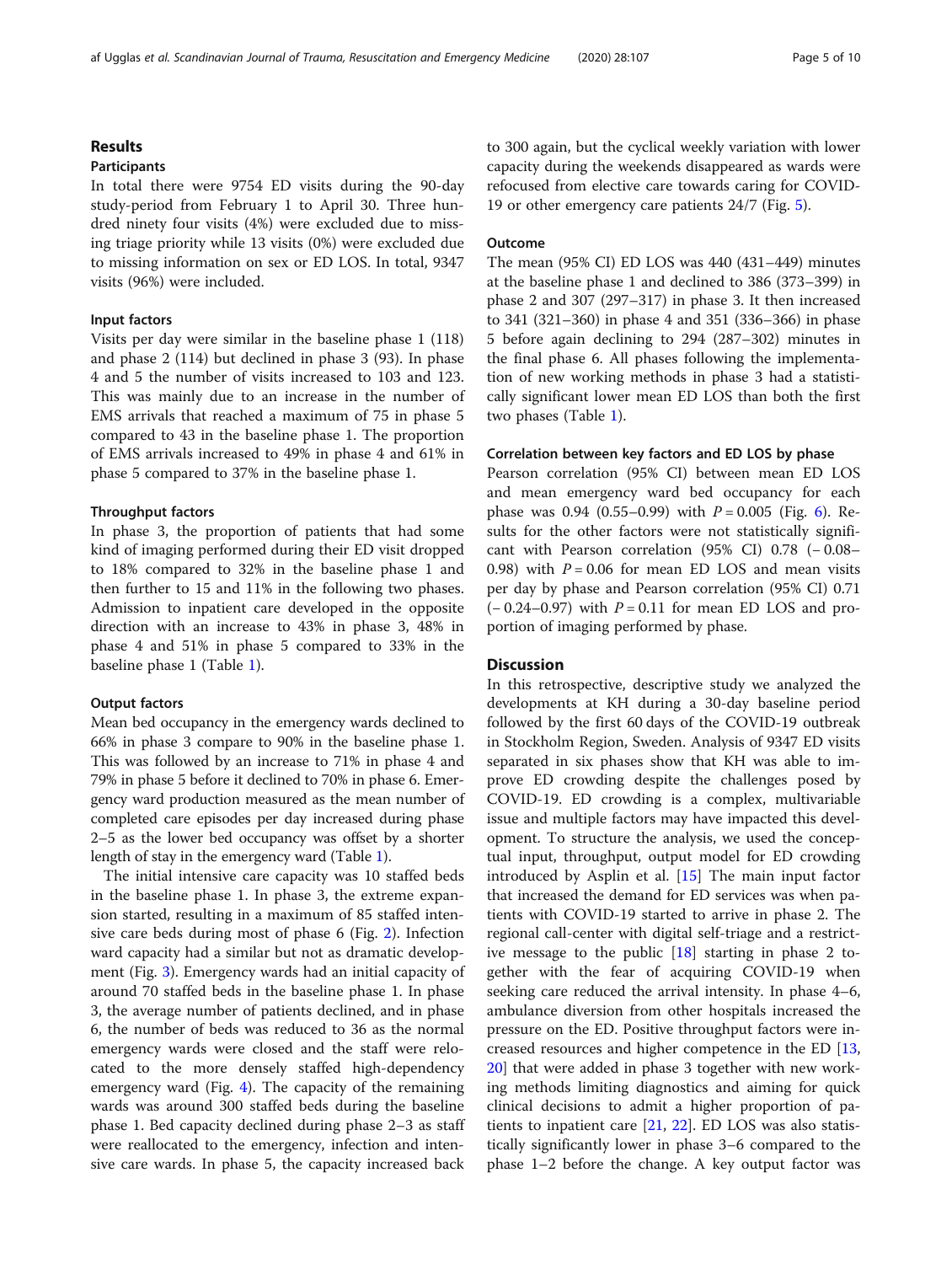## Results

### Participants

In total there were 9754 ED visits during the 90-day study-period from February 1 to April 30. Three hundred ninety four visits (4%) were excluded due to missing triage priority while 13 visits (0%) were excluded due to missing information on sex or ED LOS. In total, 9347 visits (96%) were included.

### Input factors

Visits per day were similar in the baseline phase 1 (118) and phase 2 (114) but declined in phase 3 (93). In phase 4 and 5 the number of visits increased to 103 and 123. This was mainly due to an increase in the number of EMS arrivals that reached a maximum of 75 in phase 5 compared to 43 in the baseline phase 1. The proportion of EMS arrivals increased to 49% in phase 4 and 61% in phase 5 compared to 37% in the baseline phase 1.

### Throughput factors

In phase 3, the proportion of patients that had some kind of imaging performed during their ED visit dropped to 18% compared to 32% in the baseline phase 1 and then further to 15 and 11% in the following two phases. Admission to inpatient care developed in the opposite direction with an increase to 43% in phase 3, 48% in phase 4 and 51% in phase 5 compared to 33% in the baseline phase 1 (Table 1).

### Output factors

Mean bed occupancy in the emergency wards declined to 66% in phase 3 compare to 90% in the baseline phase 1. This was followed by an increase to 71% in phase 4 and 79% in phase 5 before it declined to 70% in phase 6. Emergency ward production measured as the mean number of completed care episodes per day increased during phase 2–5 as the lower bed occupancy was offset by a shorter length of stay in the emergency ward (Table 1).

The initial intensive care capacity was 10 staffed beds in the baseline phase 1. In phase 3, the extreme expansion started, resulting in a maximum of 85 staffed intensive care beds during most of phase 6 (Fig. 2). Infection ward capacity had a similar but not as dramatic development (Fig. 3). Emergency wards had an initial capacity of around 70 staffed beds in the baseline phase 1. In phase 3, the average number of patients declined, and in phase 6, the number of beds was reduced to 36 as the normal emergency wards were closed and the staff were relocated to the more densely staffed high-dependency emergency ward (Fig. 4). The capacity of the remaining wards was around 300 staffed beds during the baseline phase 1. Bed capacity declined during phase 2–3 as staff were reallocated to the emergency, infection and intensive care wards. In phase 5, the capacity increased back to 300 again, but the cyclical weekly variation with lower capacity during the weekends disappeared as wards were refocused from elective care towards caring for COVID-19 or other emergency care patients 24/7 (Fig. 5).

### Outcome

The mean (95% CI) ED LOS was 440 (431–449) minutes at the baseline phase 1 and declined to 386 (373–399) in phase 2 and 307 (297–317) in phase 3. It then increased to 341 (321–360) in phase 4 and 351 (336–366) in phase 5 before again declining to 294 (287–302) minutes in the final phase 6. All phases following the implementation of new working methods in phase 3 had a statistically significant lower mean ED LOS than both the first two phases (Table 1).

### Correlation between key factors and ED LOS by phase

Pearson correlation (95% CI) between mean ED LOS and mean emergency ward bed occupancy for each phase was 0.94 (0.55–0.99) with $P = 0.005$ (Fig. 6). Results for the other factors were not statistically significant with Pearson correlation (95% CI) 0.78 (− 0.08–0.98) with $P = 0.06$ for mean ED LOS and mean visits per day by phase and Pearson correlation (95% CI) 0.71 (− 0.24–0.97) with $P = 0.11$ for mean ED LOS and proportion of imaging performed by phase.

## Discussion

In this retrospective, descriptive study we analyzed the developments at KH during a 30-day baseline period followed by the first 60 days of the COVID-19 outbreak in Stockholm Region, Sweden. Analysis of 9347 ED visits separated in six phases show that KH was able to improve ED crowding despite the challenges posed by COVID-19. ED crowding is a complex, multivariable issue and multiple factors may have impacted this development. To structure the analysis, we used the conceptual input, throughput, output model for ED crowding introduced by Asplin et al. [15] The main input factor that increased the demand for ED services was when patients with COVID-19 started to arrive in phase 2. The regional call-center with digital self-triage and a restrictive message to the public [18] starting in phase 2 together with the fear of acquiring COVID-19 when seeking care reduced the arrival intensity. In phase 4–6, ambulance diversion from other hospitals increased the pressure on the ED. Positive throughput factors were increased resources and higher competence in the ED [13, 20] that were added in phase 3 together with new working methods limiting diagnostics and aiming for quick clinical decisions to admit a higher proportion of patients to inpatient care [21, 22]. ED LOS was also statistically significantly lower in phase 3–6 compared to the phase 1–2 before the change. A key output factor was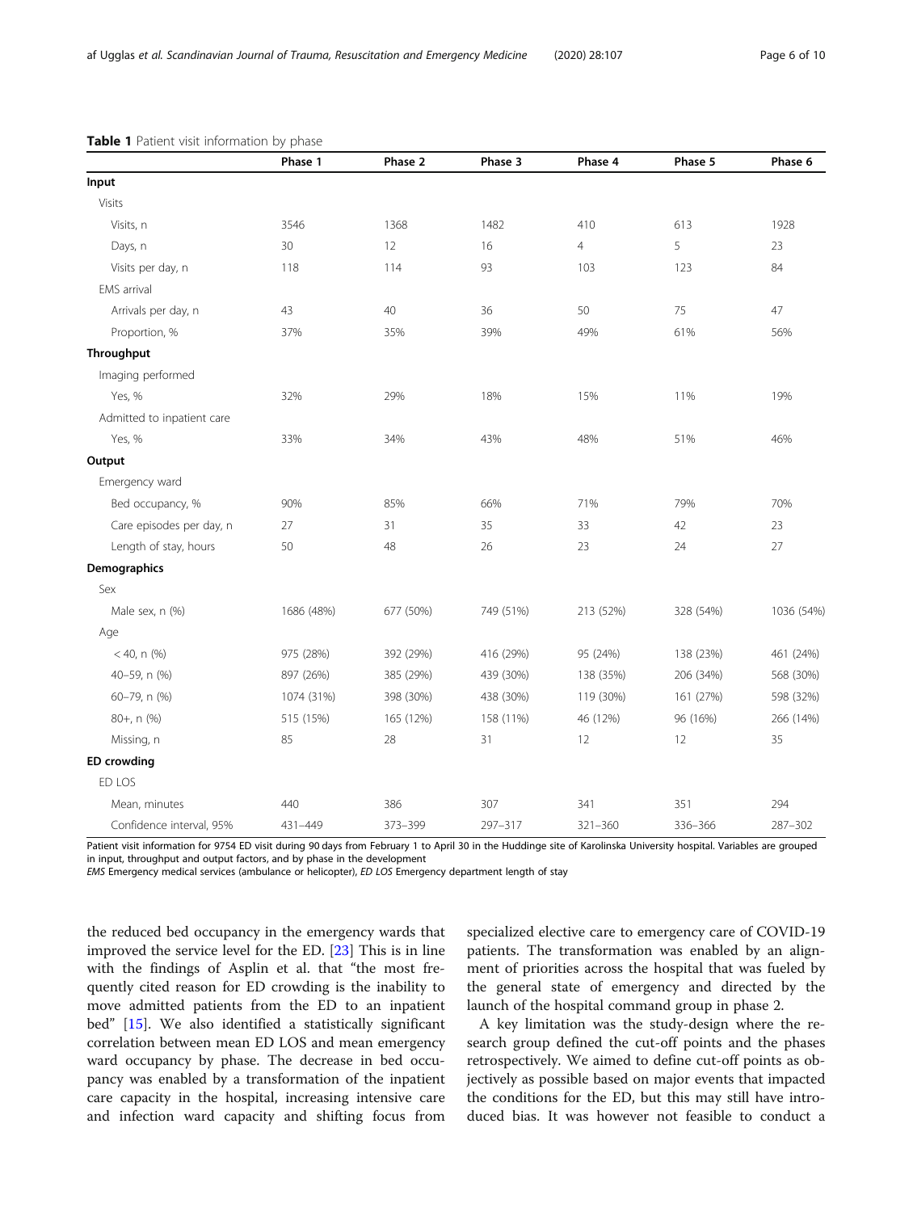**Table 1** Patient visit information by phase

| | Phase 1 | Phase 2 | Phase 3 | Phase 4 | Phase 5 | Phase 6 |
|---|---|---|---|---|---|---|
| **Input** | | | | | | |
| Visits | | | | | | |
| Visits, n | 3546 | 1368 | 1482 | 410 | 613 | 1928 |
| Days, n | 30 | 12 | 16 | 4 | 5 | 23 |
| Visits per day, n | 118 | 114 | 93 | 103 | 123 | 84 |
| EMS arrival | | | | | | |
| Arrivals per day, n | 43 | 40 | 36 | 50 | 75 | 47 |
| Proportion, % | 37% | 35% | 39% | 49% | 61% | 56% |
| **Throughput** | | | | | | |
| Imaging performed | | | | | | |
| Yes, % | 32% | 29% | 18% | 15% | 11% | 19% |
| Admitted to inpatient care | | | | | | |
| Yes, % | 33% | 34% | 43% | 48% | 51% | 46% |
| **Output** | | | | | | |
| Emergency ward | | | | | | |
| Bed occupancy, % | 90% | 85% | 66% | 71% | 79% | 70% |
| Care episodes per day, n | 27 | 31 | 35 | 33 | 42 | 23 |
| Length of stay, hours | 50 | 48 | 26 | 23 | 24 | 27 |
| **Demographics** | | | | | | |
| Sex | | | | | | |
| Male sex, n (%) | 1686 (48%) | 677 (50%) | 749 (51%) | 213 (52%) | 328 (54%) | 1036 (54%) |
| Age | | | | | | |
| < 40, n (%) | 975 (28%) | 392 (29%) | 416 (29%) | 95 (24%) | 138 (23%) | 461 (24%) |
| 40–59, n (%) | 897 (26%) | 385 (29%) | 439 (30%) | 138 (35%) | 206 (34%) | 568 (30%) |
| 60–79, n (%) | 1074 (31%) | 398 (30%) | 438 (30%) | 119 (30%) | 161 (27%) | 598 (32%) |
| 80+, n (%) | 515 (15%) | 165 (12%) | 158 (11%) | 46 (12%) | 96 (16%) | 266 (14%) |
| Missing, n | 85 | 28 | 31 | 12 | 12 | 35 |
| **ED crowding** | | | | | | |
| ED LOS | | | | | | |
| Mean, minutes | 440 | 386 | 307 | 341 | 351 | 294 |
| Confidence interval, 95% | 431–449 | 373–399 | 297–317 | 321–360 | 336–366 | 287–302 |

Patient visit information for 9754 ED visit during 90 days from February 1 to April 30 in the Huddinge site of Karolinska University hospital. Variables are grouped in input, throughput and output factors, and by phase in the development
*EMS* Emergency medical services (ambulance or helicopter), *ED LOS* Emergency department length of stay

the reduced bed occupancy in the emergency wards that improved the service level for the ED. [23] This is in line with the findings of Asplin et al. that "the most frequently cited reason for ED crowding is the inability to move admitted patients from the ED to an inpatient bed" [15]. We also identified a statistically significant correlation between mean ED LOS and mean emergency ward occupancy by phase. The decrease in bed occupancy was enabled by a transformation of the inpatient care capacity in the hospital, increasing intensive care and infection ward capacity and shifting focus from specialized elective care to emergency care of COVID-19 patients. The transformation was enabled by an alignment of priorities across the hospital that was fueled by the general state of emergency and directed by the launch of the hospital command group in phase 2.

A key limitation was the study-design where the research group defined the cut-off points and the phases retrospectively. We aimed to define cut-off points as objectively as possible based on major events that impacted the conditions for the ED, but this may still have introduced bias. It was however not feasible to conduct a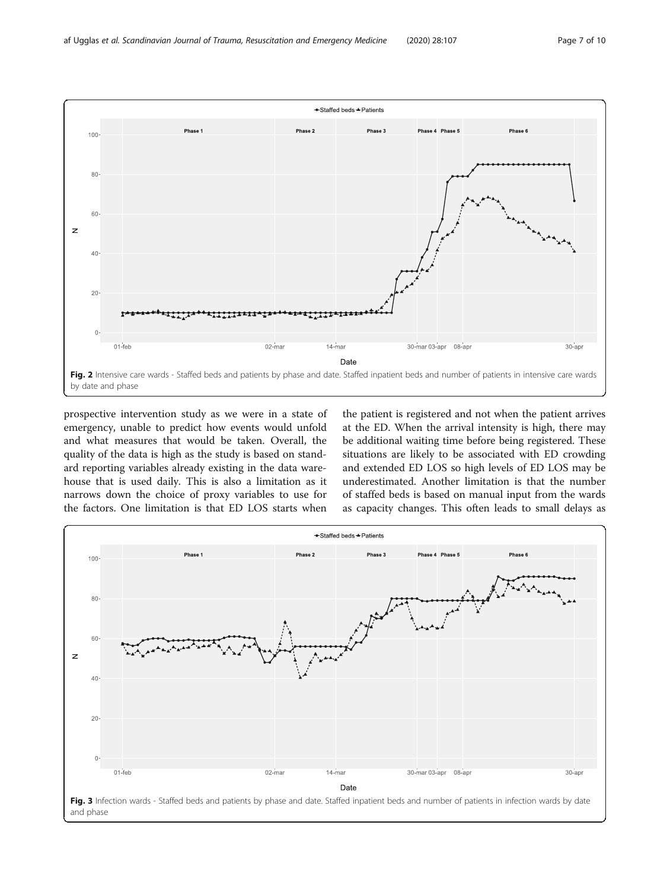Fig. 2 Intensive care wards - Staffed beds and patients by phase and date. Staffed inpatient beds and number of patients in intensive care wards by date and phase

prospective intervention study as we were in a state of emergency, unable to predict how events would unfold and what measures that would be taken. Overall, the quality of the data is high as the study is based on standard reporting variables already existing in the data warehouse that is used daily. This is also a limitation as it narrows down the choice of proxy variables to use for the factors. One limitation is that ED LOS starts when the patient is registered and not when the patient arrives at the ED. When the arrival intensity is high, there may be additional waiting time before being registered. These situations are likely to be associated with ED crowding and extended ED LOS so high levels of ED LOS may be underestimated. Another limitation is that the number of staffed beds is based on manual input from the wards as capacity changes. This often leads to small delays as

Fig. 3 Infection wards - Staffed beds and patients by phase and date. Staffed inpatient beds and number of patients in infection wards by date and phase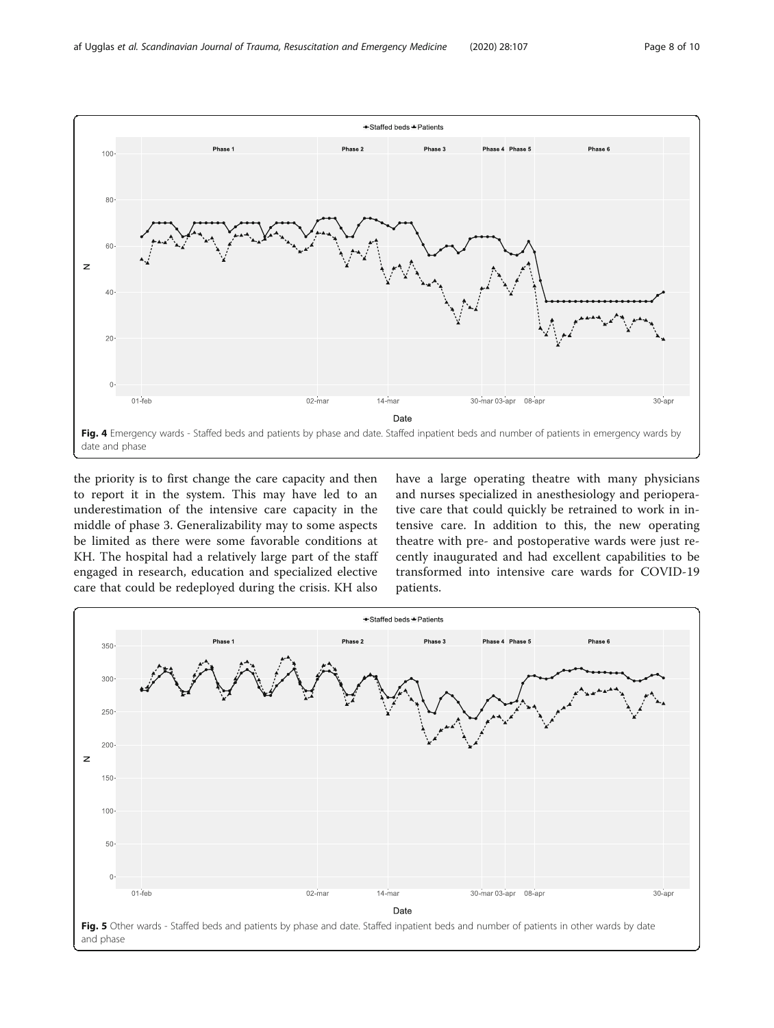Fig. 4 Emergency wards - Staffed beds and patients by phase and date. Staffed inpatient beds and number of patients in emergency wards by date and phase

the priority is to first change the care capacity and then to report it in the system. This may have led to an underestimation of the intensive care capacity in the middle of phase 3. Generalizability may to some aspects be limited as there were some favorable conditions at KH. The hospital had a relatively large part of the staff engaged in research, education and specialized elective care that could be redeployed during the crisis. KH also have a large operating theatre with many physicians and nurses specialized in anesthesiology and perioperative care that could quickly be retrained to work in intensive care. In addition to this, the new operating theatre with pre- and postoperative wards were just recently inaugurated and had excellent capabilities to be transformed into intensive care wards for COVID-19 patients.

Fig. 5 Other wards - Staffed beds and patients by phase and date. Staffed inpatient beds and number of patients in other wards by date and phase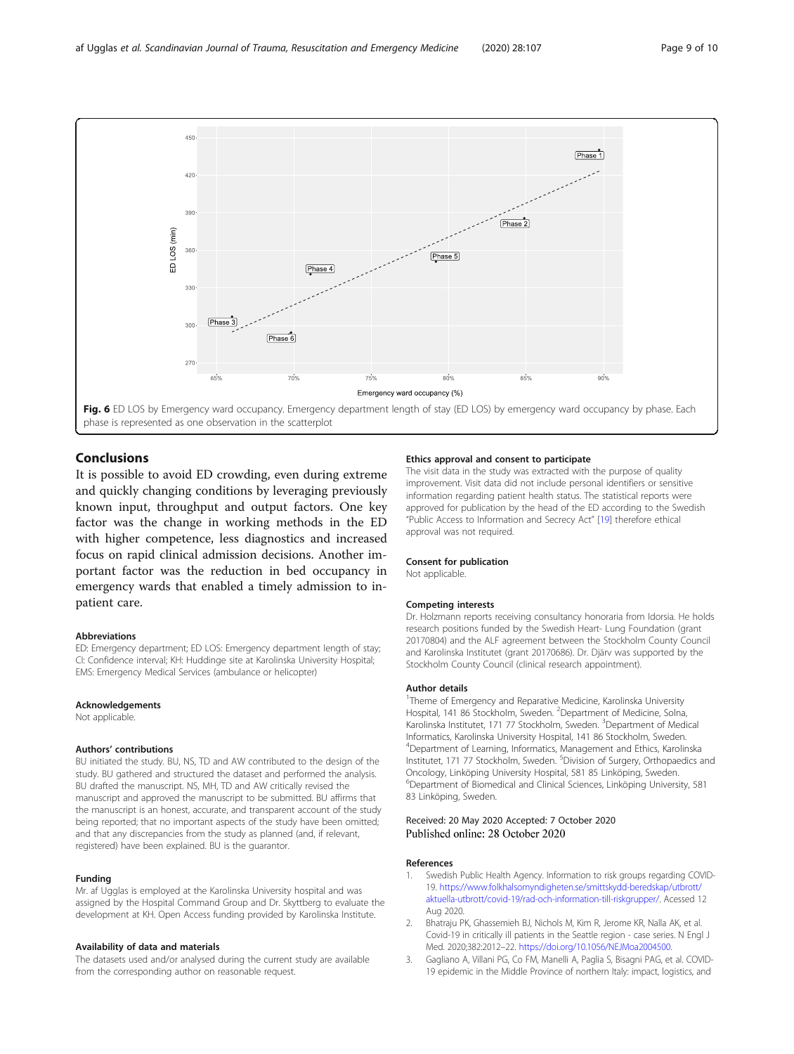450

420

390

360

330

300

270

ED LOS (min)

Phase 1

Phase 2

Phase 5

Phase 4

Phase 3

Phase 6

65%

70%

75%

80%

85%

90%

Emergency ward occupancy (%)

**Fig. 6** ED LOS by Emergency ward occupancy. Emergency department length of stay (ED LOS) by emergency ward occupancy by phase. Each phase is represented as one observation in the scatterplot

## Conclusions

It is possible to avoid ED crowding, even during extreme and quickly changing conditions by leveraging previously known input, throughput and output factors. One key factor was the change in working methods in the ED with higher competence, less diagnostics and increased focus on rapid clinical admission decisions. Another important factor was the reduction in bed occupancy in emergency wards that enabled a timely admission to inpatient care.

### Abbreviations

ED: Emergency department; ED LOS: Emergency department length of stay; CI: Confidence interval; KH: Huddinge site at Karolinska University Hospital; EMS: Emergency Medical Services (ambulance or helicopter)

### Acknowledgements

Not applicable.

### Authors' contributions

BU initiated the study. BU, NS, TD and AW contributed to the design of the study. BU gathered and structured the dataset and performed the analysis. BU drafted the manuscript. NS, MH, TD and AW critically revised the manuscript and approved the manuscript to be submitted. BU affirms that the manuscript is an honest, accurate, and transparent account of the study being reported; that no important aspects of the study have been omitted; and that any discrepancies from the study as planned (and, if relevant, registered) have been explained. BU is the guarantor.

### Funding

Mr. af Ugglas is employed at the Karolinska University hospital and was assigned by the Hospital Command Group and Dr. Skyttberg to evaluate the development at KH. Open Access funding provided by Karolinska Institute.

### Availability of data and materials

The datasets used and/or analysed during the current study are available from the corresponding author on reasonable request.

### Ethics approval and consent to participate

The visit data in the study was extracted with the purpose of quality improvement. Visit data did not include personal identifiers or sensitive information regarding patient health status. The statistical reports were approved for publication by the head of the ED according to the Swedish "Public Access to Information and Secrecy Act" [19] therefore ethical approval was not required.

### Consent for publication

Not applicable.

### Competing interests

Dr. Holzmann reports receiving consultancy honoraria from Idorsia. He holds research positions funded by the Swedish Heart- Lung Foundation (grant 20170804) and the ALF agreement between the Stockholm County Council and Karolinska Institutet (grant 20170686). Dr. Djärv was supported by the Stockholm County Council (clinical research appointment).

### Author details

[1]Theme of Emergency and Reparative Medicine, Karolinska University Hospital, 141 86 Stockholm, Sweden. [2]Department of Medicine, Solna, Karolinska Institutet, 171 77 Stockholm, Sweden. [3]Department of Medical Informatics, Karolinska University Hospital, 141 86 Stockholm, Sweden. [4]Department of Learning, Informatics, Management and Ethics, Karolinska Institutet, 171 77 Stockholm, Sweden. [5]Division of Surgery, Orthopaedics and Oncology, Linköping University Hospital, 581 85 Linköping, Sweden. [6]Department of Biomedical and Clinical Sciences, Linköping University, 581 83 Linköping, Sweden.

Received: 20 May 2020 Accepted: 7 October 2020
Published online: 28 October 2020

### References

1. Swedish Public Health Agency. Information to risk groups regarding COVID-19. https://www.folkhalsomyndigheten.se/smittskydd-beredskap/utbrott/aktuella-utbrott/covid-19/rad-och-information-till-riskgrupper/. Accessed 12 Aug 2020.
2. Bhatraju PK, Ghassemieh BJ, Nichols M, Kim R, Jerome KR, Nalla AK, et al. Covid-19 in critically ill patients in the Seattle region - case series. N Engl J Med. 2020;382:2012–22. https://doi.org/10.1056/NEJMoa2004500.
3. Gagliano A, Villani PG, Co FM, Manelli A, Paglia S, Bisagni PAG, et al. COVID-19 epidemic in the Middle Province of northern Italy: impact, logistics, and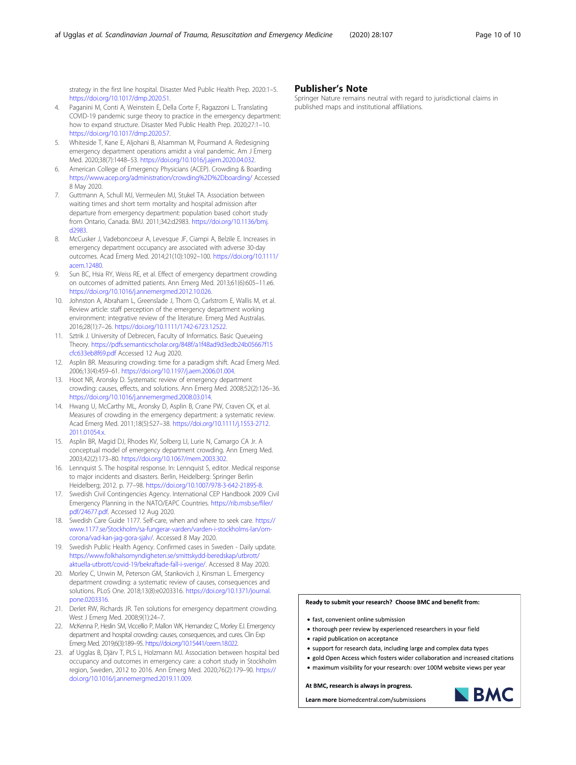strategy in the first line hospital. Disaster Med Public Health Prep. 2020:1–5. https://doi.org/10.1017/dmp.2020.51.

4. Paganini M, Conti A, Weinstein E, Della Corte F, Ragazzoni L. Translating COVID-19 pandemic surge theory to practice in the emergency department: how to expand structure. Disaster Med Public Health Prep. 2020;27:1–10. https://doi.org/10.1017/dmp.2020.57.
5. Whiteside T, Kane E, Aljohani B, Alsamman M, Pourmand A. Redesigning emergency department operations amidst a viral pandemic. Am J Emerg Med. 2020;38(7):1448–53. https://doi.org/10.1016/j.ajem.2020.04.032.
6. American College of Emergency Physicians (ACEP). Crowding & Boarding https://www.acep.org/administration/crowding%2D%2Dboarding/ Accessed 8 May 2020.
7. Guttmann A, Schull MJ, Vermeulen MJ, Stukel TA. Association between waiting times and short term mortality and hospital admission after departure from emergency department: population based cohort study from Ontario, Canada. BMJ. 2011;342:d2983. https://doi.org/10.1136/bmj.d2983.
8. McCusker J, Vadeboncoeur A, Levesque JF, Ciampi A, Belzile E. Increases in emergency department occupancy are associated with adverse 30-day outcomes. Acad Emerg Med. 2014;21(10):1092–100. https://doi.org/10.1111/acem.12480.
9. Sun BC, Hsia RY, Weiss RE, et al. Effect of emergency department crowding on outcomes of admitted patients. Ann Emerg Med. 2013;61(6):605–11.e6. https://doi.org/10.1016/j.annemergmed.2012.10.026.
10. Johnston A, Abraham L, Greenslade J, Thom O, Carlstrom E, Wallis M, et al. Review article: staff perception of the emergency department working environment: integrative review of the literature. Emerg Med Australas. 2016;28(1):7–26. https://doi.org/10.1111/1742-6723.12522.
11. Sztrik J. University of Debrecen, Faculty of Informatics. Basic Queueing Theory. https://pdfs.semanticscholar.org/848f/a1f48ad9d3edb24b05667f15cfc633eb8f69.pdf Accessed 12 Aug 2020.
12. Asplin BR. Measuring crowding: time for a paradigm shift. Acad Emerg Med. 2006;13(4):459–61. https://doi.org/10.1197/j.aem.2006.01.004.
13. Hoot NR, Aronsky D. Systematic review of emergency department crowding: causes, effects, and solutions. Ann Emerg Med. 2008;52(2):126–36. https://doi.org/10.1016/j.annemergmed.2008.03.014.
14. Hwang U, McCarthy ML, Aronsky D, Asplin B, Crane PW, Craven CK, et al. Measures of crowding in the emergency department: a systematic review. Acad Emerg Med. 2011;18(5):527–38. https://doi.org/10.1111/j.1553-2712.2011.01054.x.
15. Asplin BR, Magid DJ, Rhodes KV, Solberg LI, Lurie N, Camargo CA Jr. A conceptual model of emergency department crowding. Ann Emerg Med. 2003;42(2):173–80. https://doi.org/10.1067/mem.2003.302.
16. Lennquist S. The hospital response. In: Lennquist S, editor. Medical response to major incidents and disasters. Berlin, Heidelberg: Springer Berlin Heidelberg; 2012. p. 77–98. https://doi.org/10.1007/978-3-642-21895-8.
17. Swedish Civil Contingencies Agency. International CEP Handbook 2009 Civil Emergency Planning in the NATO/EAPC Countries. https://rib.msb.se/filer/pdf/24677.pdf. Accessed 12 Aug 2020.
18. Swedish Care Guide 1177. Self-care, when and where to seek care. https://www.1177.se/Stockholm/sa-fungerar-varden/varden-i-stockholms-lan/om-corona/vad-kan-jag-gora-sjalv/. Accessed 8 May 2020.
19. Swedish Public Health Agency. Confirmed cases in Sweden - Daily update. https://www.folkhalsomyndigheten.se/smittskydd-beredskap/utbrott/aktuella-utbrott/covid-19/bekraftade-fall-i-sverige/. Accessed 8 May 2020.
20. Morley C, Unwin M, Peterson GM, Stankovich J, Kinsman L. Emergency department crowding: a systematic review of causes, consequences and solutions. PLoS One. 2018;13(8):e0203316. https://doi.org/10.1371/journal.pone.0203316.
21. Derlet RW, Richards JR. Ten solutions for emergency department crowding. West J Emerg Med. 2008;9(1):24–7.
22. McKenna P, Heslin SM, Viccellio P, Mallon WK, Hernandez C, Morley EJ. Emergency department and hospital crowding: causes, consequences, and cures. Clin Exp Emerg Med. 2019;6(3):189–95. https://doi.org/10.15441/ceem.18.022.
23. af Ugglas B, Djärv T, PLS L, Holzmann MJ. Association between hospital bed occupancy and outcomes in emergency care: a cohort study in Stockholm region, Sweden, 2012 to 2016. Ann Emerg Med. 2020;76(2):179–90. https://doi.org/10.1016/j.annemergmed.2019.11.009.

## Publisher's Note

Springer Nature remains neutral with regard to jurisdictional claims in published maps and institutional affiliations.

**Ready to submit your research? Choose BMC and benefit from:**

- fast, convenient online submission
- thorough peer review by experienced researchers in your field
- rapid publication on acceptance
- support for research data, including large and complex data types
- gold Open Access which fosters wider collaboration and increased citations
- maximum visibility for your research: over 100M website views per year

**At BMC, research is always in progress.**

**Learn more** biomedcentral.com/submissions